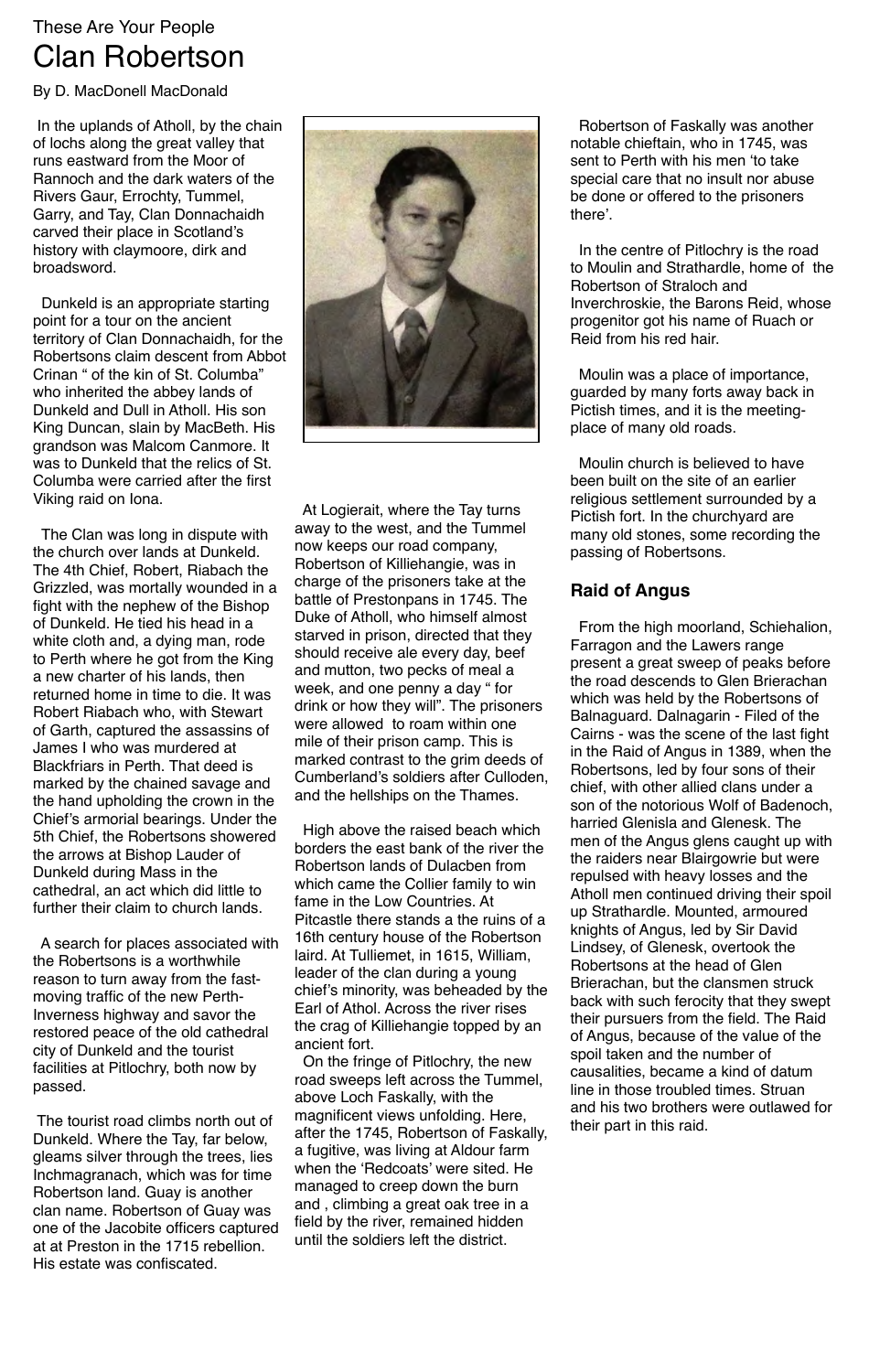These Are Your People

# Clan Robertson

By D. MacDonell MacDonald

In the uplands of Atholl, by the chain of lochs along the great valley that runs eastward from the Moor of Rannoch and the dark waters of the Rivers Gaur, Errochty, Tummel, Garry, and Tay, Clan Donnachaidh carved their place in Scotland's history with claymoore, dirk and broadsword.

Dunkeld is an appropriate starting point for a tour on the ancient territory of Clan Donnachaidh, for the Robertsons claim descent from Abbot Crinan " of the kin of St. Columba" who inherited the abbey lands of Dunkeld and Dull in Atholl. His son King Duncan, slain by MacBeth. His grandson was Malcom Canmore. It was to Dunkeld that the relics of St. Columba were carried after the first Viking raid on Iona.

The Clan was long in dispute with the church over lands at Dunkeld. The 4th Chief, Robert, Riabach the Grizzled, was mortally wounded in a fight with the nephew of the Bishop of Dunkeld. He tied his head in a white cloth and, a dying man, rode to Perth where he got from the King a new charter of his lands, then returned home in time to die. It was Robert Riabach who, with Stewart of Garth, captured the assassins of James I who was murdered at Blackfriars in Perth. That deed is marked by the chained savage and the hand upholding the crown in the Chief's armorial bearings. Under the 5th Chief, the Robertsons showered the arrows at Bishop Lauder of Dunkeld during Mass in the cathedral, an act which did little to further their claim to church lands.

A search for places associated with the Robertsons is a worthwhile reason to turn away from the fast-moving traffic of the new Perth-Inverness highway and savor the restored peace of the old cathedral city of Dunkeld and the tourist facilities at Pitlochry, both now by passed.

The tourist road climbs north out of Dunkeld. Where the Tay, far below, gleams silver through the trees, lies Inchmagranach, which was for time Robertson land. Guay is another clan name. Robertson of Guay was one of the Jacobite officers captured at at Preston in the 1715 rebellion. His estate was confiscated.

At Logierait, where the Tay turns away to the west, and the Tummel now keeps our road company, Robertson of Killiehangie, was in charge of the prisoners take at the battle of Prestonpans in 1745. The Duke of Atholl, who himself almost starved in prison, directed that they should receive ale every day, beef and mutton, two pecks of meal a week, and one penny a day " for drink or how they will". The prisoners were allowed to roam within one mile of their prison camp. This is marked contrast to the grim deeds of Cumberland's soldiers after Culloden, and the hellships on the Thames.

High above the raised beach which borders the east bank of the river the Robertson lands of Dulacben from which came the Collier family to win fame in the Low Countries. At Pitcastle there stands a the ruins of a 16th century house of the Robertson laird. At Tulliemet, in 1615, William, leader of the clan during a young chief's minority, was beheaded by the Earl of Athol. Across the river rises the crag of Killiehangie topped by an ancient fort.

On the fringe of Pitlochry, the new road sweeps left across the Tummel, above Loch Faskally, with the magnificent views unfolding. Here, after the 1745, Robertson of Faskally, a fugitive, was living at Aldour farm when the 'Redcoats' were sited. He managed to creep down the burn and , climbing a great oak tree in a field by the river, remained hidden until the soldiers left the district.

Robertson of Faskally was another notable chieftain, who in 1745, was sent to Perth with his men 'to take special care that no insult nor abuse be done or offered to the prisoners there'.

In the centre of Pitlochry is the road to Moulin and Strathardle, home of the Robertson of Straloch and Inverchroskie, the Barons Reid, whose progenitor got his name of Ruach or Reid from his red hair.

Moulin was a place of importance, guarded by many forts away back in Pictish times, and it is the meeting-place of many old roads.

Moulin church is believed to have been built on the site of an earlier religious settlement surrounded by a Pictish fort. In the churchyard are many old stones, some recording the passing of Robertsons.

## Raid of Angus

From the high moorland, Schiehalion, Farragon and the Lawers range present a great sweep of peaks before the road descends to Glen Brierachan which was held by the Robertsons of Balnaguard. Dalnagarin - Filed of the Cairns - was the scene of the last fight in the Raid of Angus in 1389, when the Robertsons, led by four sons of their chief, with other allied clans under a son of the notorious Wolf of Badenoch, harried Glenisla and Glenesk. The men of the Angus glens caught up with the raiders near Blairgowrie but were repulsed with heavy losses and the Atholl men continued driving their spoil up Strathardle. Mounted, armoured knights of Angus, led by Sir David Lindsey, of Glenesk, overtook the Robertsons at the head of Glen Brierachan, but the clansmen struck back with such ferocity that they swept their pursuers from the field. The Raid of Angus, because of the value of the spoil taken and the number of causalities, became a kind of datum line in those troubled times. Struan and his two brothers were outlawed for their part in this raid.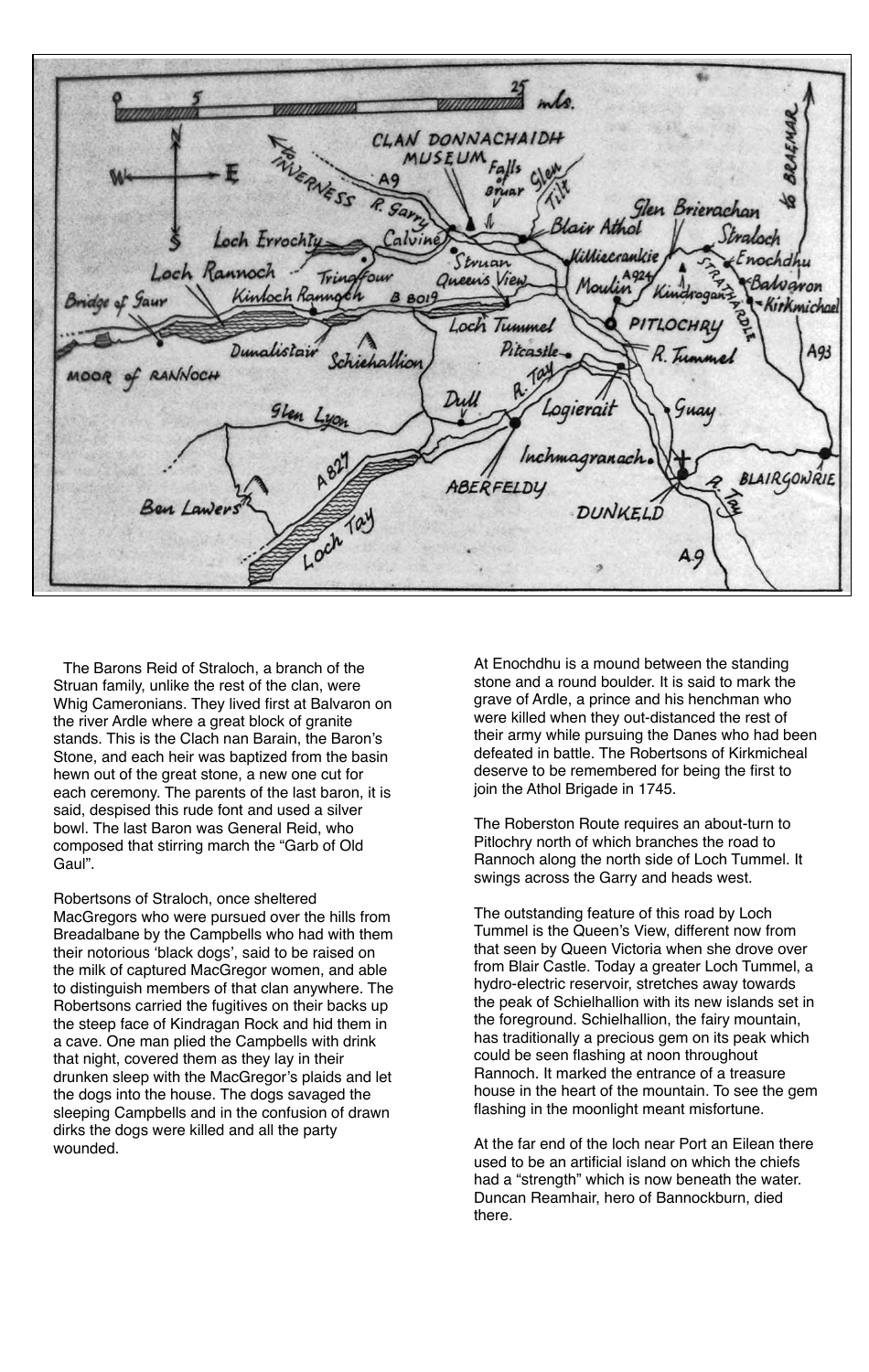The Barons Reid of Straloch, a branch of the Struan family, unlike the rest of the clan, were Whig Cameronians. They lived first at Balvaron on the river Ardle where a great block of granite stands. This is the Clach nan Barain, the Baron's Stone, and each heir was baptized from the basin hewn out of the great stone, a new one cut for each ceremony. The parents of the last baron, it is said, despised this rude font and used a silver bowl. The last Baron was General Reid, who composed that stirring march the "Garb of Old Gaul".

Robertsons of Straloch, once sheltered MacGregors who were pursued over the hills from Breadalbane by the Campbells who had with them their notorious 'black dogs', said to be raised on the milk of captured MacGregor women, and able to distinguish members of that clan anywhere. The Robertsons carried the fugitives on their backs up the steep face of Kindragan Rock and hid them in a cave. One man plied the Campbells with drink that night, covered them as they lay in their drunken sleep with the MacGregor's plaids and let the dogs into the house. The dogs savaged the sleeping Campbells and in the confusion of drawn dirks the dogs were killed and all the party wounded.

At Enochdhu is a mound between the standing stone and a round boulder. It is said to mark the grave of Ardle, a prince and his henchman who were killed when they out-distanced the rest of their army while pursuing the Danes who had been defeated in battle. The Robertsons of Kirkmicheal deserve to be remembered for being the first to join the Athol Brigade in 1745.

The Roberston Route requires an about-turn to Pitlochry north of which branches the road to Rannoch along the north side of Loch Tummel. It swings across the Garry and heads west.

The outstanding feature of this road by Loch Tummel is the Queen's View, different now from that seen by Queen Victoria when she drove over from Blair Castle. Today a greater Loch Tummel, a hydro-electric reservoir, stretches away towards the peak of Schielhallion with its new islands set in the foreground. Schielhallion, the fairy mountain, has traditionally a precious gem on its peak which could be seen flashing at noon throughout Rannoch. It marked the entrance of a treasure house in the heart of the mountain. To see the gem flashing in the moonlight meant misfortune.

At the far end of the loch near Port an Eilean there used to be an artificial island on which the chiefs had a "strength" which is now beneath the water. Duncan Reamhair, hero of Bannockburn, died there.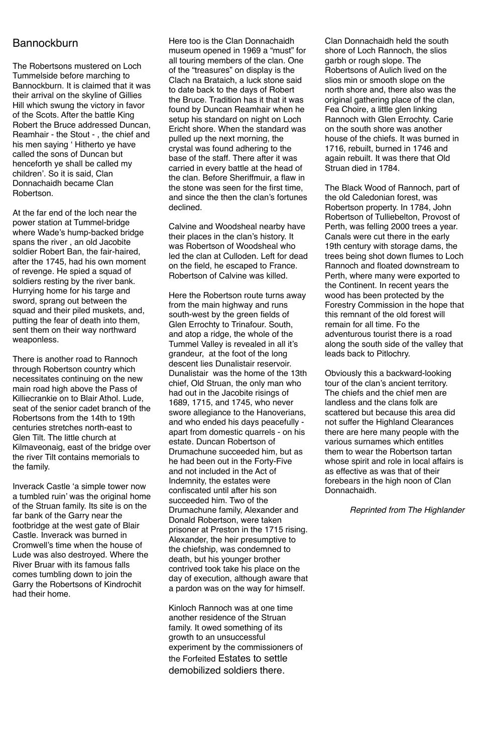## Bannockburn

The Robertsons mustered on Loch Tummelside before marching to Bannockburn. It is claimed that it was their arrival on the skyline of Gillies Hill which swung the victory in favor of the Scots. After the battle King Robert the Bruce addressed Duncan, Reamhair - the Stout - , the chief and his men saying ' Hitherto ye have called the sons of Duncan but henceforth ye shall be called my children'. So it is said, Clan Donnachaidh became Clan Robertson.

At the far end of the loch near the power station at Tummel-bridge where Wade's hump-backed bridge spans the river , an old Jacobite soldier Robert Ban, the fair-haired, after the 1745, had his own moment of revenge. He spied a squad of soldiers resting by the river bank. Hurrying home for his targe and sword, sprang out between the squad and their piled muskets, and, putting the fear of death into them, sent them on their way northward weaponless.

There is another road to Rannoch through Robertson country which necessitates continuing on the new main road high above the Pass of Killiecrankie on to Blair Athol. Lude, seat of the senior cadet branch of the Robertsons from the 14th to 19th centuries stretches north-east to Glen Tilt. The little church at Kilmaveonaig, east of the bridge over the river Tilt contains memorials to the family.

Inverack Castle 'a simple tower now a tumbled ruin' was the original home of the Struan family. Its site is on the far bank of the Garry near the footbridge at the west gate of Blair Castle. Inverack was burned in Cromwell's time when the house of Lude was also destroyed. Where the River Bruar with its famous falls comes tumbling down to join the Garry the Robertsons of Kindrochit had their home.

Here too is the Clan Donnachaidh museum opened in 1969 a "must" for all touring members of the clan. One of the "treasures" on display is the Clach na Brataich, a luck stone said to date back to the days of Robert the Bruce. Tradition has it that it was found by Duncan Reamhair when he setup his standard on night on Loch Ericht shore. When the standard was pulled up the next morning, the crystal was found adhering to the base of the staff. There after it was carried in every battle at the head of the clan. Before Sheriffmuir, a flaw in the stone was seen for the first time, and since the then the clan's fortunes declined.

Calvine and Woodsheal nearby have their places in the clan's history. It was Robertson of Woodsheal who led the clan at Culloden. Left for dead on the field, he escaped to France. Robertson of Calvine was killed.

Here the Robertson route turns away from the main highway and runs south-west by the green fields of Glen Errochty to Trinafour. South, and atop a ridge, the whole of the Tummel Valley is revealed in all it's grandeur, at the foot of the long descent lies Dunalistair reservoir. Dunalistair was the home of the 13th chief, Old Struan, the only man who had out in the Jacobite risings of 1689, 1715, and 1745, who never swore allegiance to the Hanoverians, and who ended his days peacefully - apart from domestic quarrels - on his estate. Duncan Robertson of Drumachune succeeded him, but as he had been out in the Forty-Five and not included in the Act of Indemnity, the estates were confiscated until after his son succeeded him. Two of the Drumachune family, Alexander and Donald Robertson, were taken prisoner at Preston in the 1715 rising. Alexander, the heir presumptive to the chiefship, was condemned to death, but his younger brother contrived took take his place on the day of execution, although aware that a pardon was on the way for himself.

Kinloch Rannoch was at one time another residence of the Struan family. It owed something of its growth to an unsuccessful experiment by the commissioners of the Forfeited Estates to settle demobilized soldiers there.

Clan Donnachaidh held the south shore of Loch Rannoch, the slios garbh or rough slope. The Robertsons of Aulich lived on the slios min or smooth slope on the north shore and, there also was the original gathering place of the clan, Fea Choire, a little glen linking Rannoch with Glen Errochty. Carie on the south shore was another house of the chiefs. It was burned in 1716, rebuilt, burned in 1746 and again rebuilt. It was there that Old Struan died in 1784.

The Black Wood of Rannoch, part of the old Caledonian forest, was Robertson property. In 1784, John Robertson of Tulliebelton, Provost of Perth, was felling 2000 trees a year. Canals were cut there in the early 19th century with storage dams, the trees being shot down flumes to Loch Rannoch and floated downstream to Perth, where many were exported to the Continent. In recent years the wood has been protected by the Forestry Commission in the hope that this remnant of the old forest will remain for all time. Fo the adventurous tourist there is a road along the south side of the valley that leads back to Pitlochry.

Obviously this a backward-looking tour of the clan's ancient territory. The chiefs and the chief men are landless and the clans folk are scattered but because this area did not suffer the Highland Clearances there are here many people with the various surnames which entitles them to wear the Robertson tartan whose spirit and role in local affairs is as effective as was that of their forebears in the high noon of Clan Donnachaidh.

*Reprinted from The Highlander*